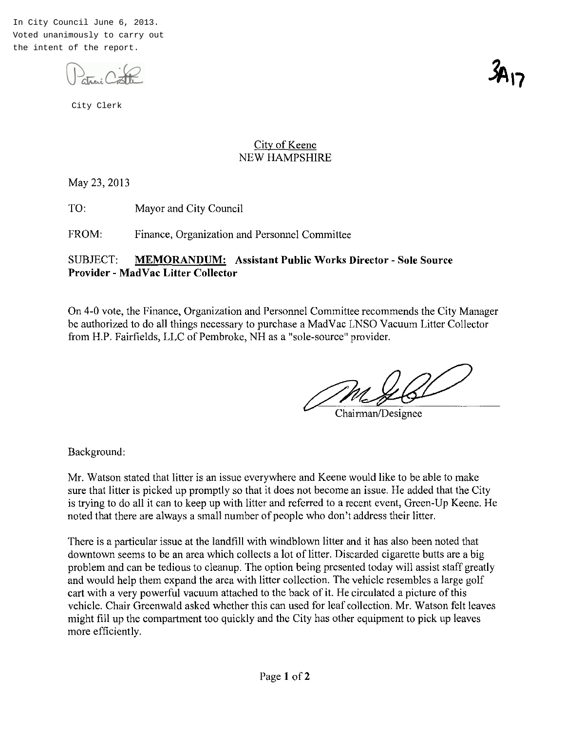In City Council June 6, 2013.
Voted unanimously to carry out
the intent of the report.

City Clerk

3A17

City of Keene
NEW HAMPSHIRE

May 23, 2013

TO: Mayor and City Council

FROM: Finance, Organization and Personnel Committee

SUBJECT: **MEMORANDUM: Assistant Public Works Director - Sole Source Provider - MadVac Litter Collector**

On 4-0 vote, the Finance, Organization and Personnel Committee recommends the City Manager be authorized to do all things necessary to purchase a MadVac LNSO Vacuum Litter Collector from H.P. Fairfields, LLC of Pembroke, NH as a "sole-source" provider.

Chairman/Designee

Background:

Mr. Watson stated that litter is an issue everywhere and Keene would like to be able to make sure that litter is picked up promptly so that it does not become an issue. He added that the City is trying to do all it can to keep up with litter and referred to a recent event, Green-Up Keene. He noted that there are always a small number of people who don't address their litter.

There is a particular issue at the landfill with windblown litter and it has also been noted that downtown seems to be an area which collects a lot of litter. Discarded cigarette butts are a big problem and can be tedious to cleanup. The option being presented today will assist staff greatly and would help them expand the area with litter collection. The vehicle resembles a large golf cart with a very powerful vacuum attached to the back of it. He circulated a picture of this vehicle. Chair Greenwald asked whether this can used for leaf collection. Mr. Watson felt leaves might fill up the compartment too quickly and the City has other equipment to pick up leaves more efficiently.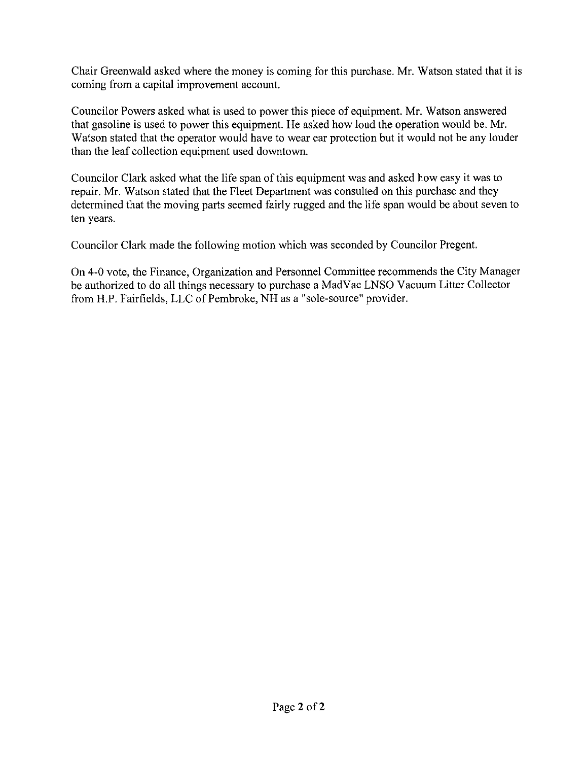Chair Greenwald asked where the money is coming for this purchase. Mr. Watson stated that it is coming from a capital improvement account.

Councilor Powers asked what is used to power this piece of equipment. Mr. Watson answered that gasoline is used to power this equipment. He asked how loud the operation would be. Mr. Watson stated that the operator would have to wear ear protection but it would not be any louder than the leaf collection equipment used downtown.

Councilor Clark asked what the life span of this equipment was and asked how easy it was to repair. Mr. Watson stated that the Fleet Department was consulted on this purchase and they determined that the moving parts seemed fairly rugged and the life span would be about seven to ten years.

Councilor Clark made the following motion which was seconded by Councilor Pregent.

On 4-0 vote, the Finance, Organization and Personnel Committee recommends the City Manager be authorized to do all things necessary to purchase a MadVac LNSO Vacuum Litter Collector from H.P. Fairfields, LLC of Pembroke, NH as a "sole-source" provider.